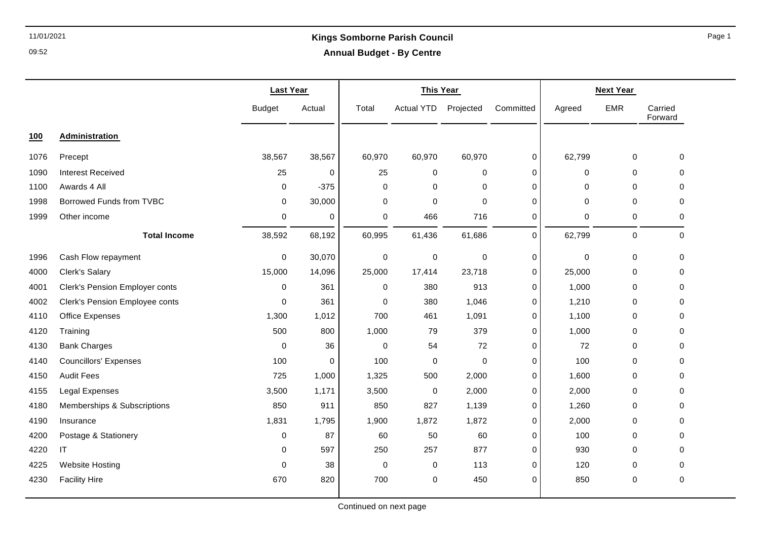# Kings Somborne Parish Council

## Annual Budget - By Centre

| | | Last Year | | This Year | | | | Next Year | | |
|---|---|---|---|---|---|---|---|---|---|---|
| | | Budget | Actual | Total | Actual YTD | Projected | Committed | Agreed | EMR | Carried Forward |
| **100** | **Administration** | | | | | | | | | |
| 1076 | Precept | 38,567 | 38,567 | 60,970 | 60,970 | 60,970 | 0 | 62,799 | 0 | 0 |
| 1090 | Interest Received | 25 | 0 | 25 | 0 | 0 | 0 | 0 | 0 | 0 |
| 1100 | Awards 4 All | 0 | -375 | 0 | 0 | 0 | 0 | 0 | 0 | 0 |
| 1998 | Borrowed Funds from TVBC | 0 | 30,000 | 0 | 0 | 0 | 0 | 0 | 0 | 0 |
| 1999 | Other income | 0 | 0 | 0 | 466 | 716 | 0 | 0 | 0 | 0 |
| | **Total Income** | 38,592 | 68,192 | 60,995 | 61,436 | 61,686 | 0 | 62,799 | 0 | 0 |
| 1996 | Cash Flow repayment | 0 | 30,070 | 0 | 0 | 0 | 0 | 0 | 0 | 0 |
| 4000 | Clerk's Salary | 15,000 | 14,096 | 25,000 | 17,414 | 23,718 | 0 | 25,000 | 0 | 0 |
| 4001 | Clerk's Pension Employer conts | 0 | 361 | 0 | 380 | 913 | 0 | 1,000 | 0 | 0 |
| 4002 | Clerk's Pension Employee conts | 0 | 361 | 0 | 380 | 1,046 | 0 | 1,210 | 0 | 0 |
| 4110 | Office Expenses | 1,300 | 1,012 | 700 | 461 | 1,091 | 0 | 1,100 | 0 | 0 |
| 4120 | Training | 500 | 800 | 1,000 | 79 | 379 | 0 | 1,000 | 0 | 0 |
| 4130 | Bank Charges | 0 | 36 | 0 | 54 | 72 | 0 | 72 | 0 | 0 |
| 4140 | Councillors' Expenses | 100 | 0 | 100 | 0 | 0 | 0 | 100 | 0 | 0 |
| 4150 | Audit Fees | 725 | 1,000 | 1,325 | 500 | 2,000 | 0 | 1,600 | 0 | 0 |
| 4155 | Legal Expenses | 3,500 | 1,171 | 3,500 | 0 | 2,000 | 0 | 2,000 | 0 | 0 |
| 4180 | Memberships & Subscriptions | 850 | 911 | 850 | 827 | 1,139 | 0 | 1,260 | 0 | 0 |
| 4190 | Insurance | 1,831 | 1,795 | 1,900 | 1,872 | 1,872 | 0 | 2,000 | 0 | 0 |
| 4200 | Postage & Stationery | 0 | 87 | 60 | 50 | 60 | 0 | 100 | 0 | 0 |
| 4220 | IT | 0 | 597 | 250 | 257 | 877 | 0 | 930 | 0 | 0 |
| 4225 | Website Hosting | 0 | 38 | 0 | 0 | 113 | 0 | 120 | 0 | 0 |
| 4230 | Facility Hire | 670 | 820 | 700 | 0 | 450 | 0 | 850 | 0 | 0 |

Continued on next page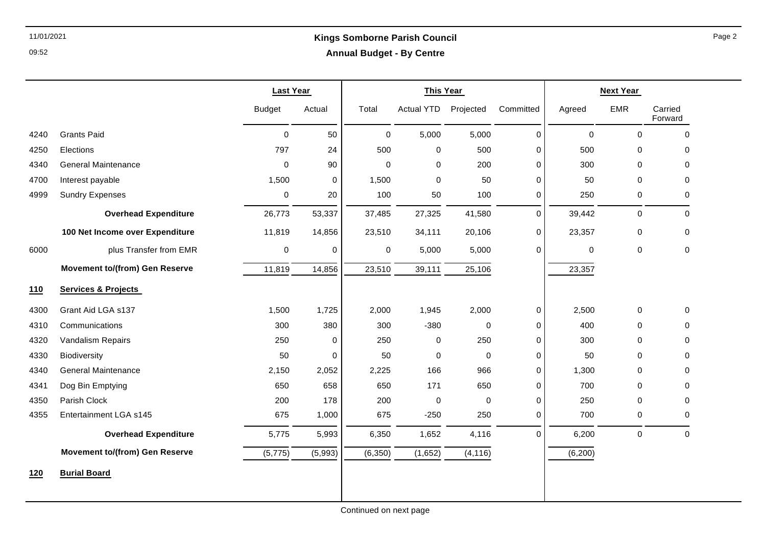| | | Last Year | | This Year | | | | Next Year | | |
|---|---|---|---|---|---|---|---|---|---|---|
| | | Budget | Actual | Total | Actual YTD | Projected | Committed | Agreed | EMR | Carried Forward |
| 4240 | Grants Paid | 0 | 50 | 0 | 5,000 | 5,000 | 0 | 0 | 0 | 0 |
| 4250 | Elections | 797 | 24 | 500 | 0 | 500 | 0 | 500 | 0 | 0 |
| 4340 | General Maintenance | 0 | 90 | 0 | 0 | 200 | 0 | 300 | 0 | 0 |
| 4700 | Interest payable | 1,500 | 0 | 1,500 | 0 | 50 | 0 | 50 | 0 | 0 |
| 4999 | Sundry Expenses | 0 | 20 | 100 | 50 | 100 | 0 | 250 | 0 | 0 |
| | **Overhead Expenditure** | 26,773 | 53,337 | 37,485 | 27,325 | 41,580 | 0 | 39,442 | 0 | 0 |
| | **100 Net Income over Expenditure** | 11,819 | 14,856 | 23,510 | 34,111 | 20,106 | 0 | 23,357 | 0 | 0 |
| 6000 | plus Transfer from EMR | 0 | 0 | 0 | 5,000 | 5,000 | 0 | 0 | 0 | 0 |
| | **Movement to/(from) Gen Reserve** | 11,819 | 14,856 | 23,510 | 39,111 | 25,106 | | 23,357 | | |
| **110** | **Services & Projects** | | | | | | | | | |
| 4300 | Grant Aid LGA s137 | 1,500 | 1,725 | 2,000 | 1,945 | 2,000 | 0 | 2,500 | 0 | 0 |
| 4310 | Communications | 300 | 380 | 300 | -380 | 0 | 0 | 400 | 0 | 0 |
| 4320 | Vandalism Repairs | 250 | 0 | 250 | 0 | 250 | 0 | 300 | 0 | 0 |
| 4330 | Biodiversity | 50 | 0 | 50 | 0 | 0 | 0 | 50 | 0 | 0 |
| 4340 | General Maintenance | 2,150 | 2,052 | 2,225 | 166 | 966 | 0 | 1,300 | 0 | 0 |
| 4341 | Dog Bin Emptying | 650 | 658 | 650 | 171 | 650 | 0 | 700 | 0 | 0 |
| 4350 | Parish Clock | 200 | 178 | 200 | 0 | 0 | 0 | 250 | 0 | 0 |
| 4355 | Entertainment LGA s145 | 675 | 1,000 | 675 | -250 | 250 | 0 | 700 | 0 | 0 |
| | **Overhead Expenditure** | 5,775 | 5,993 | 6,350 | 1,652 | 4,116 | 0 | 6,200 | 0 | 0 |
| | **Movement to/(from) Gen Reserve** | (5,775) | (5,993) | (6,350) | (1,652) | (4,116) | | (6,200) | | |
| **120** | **Burial Board** | | | | | | | | | |

Continued on next page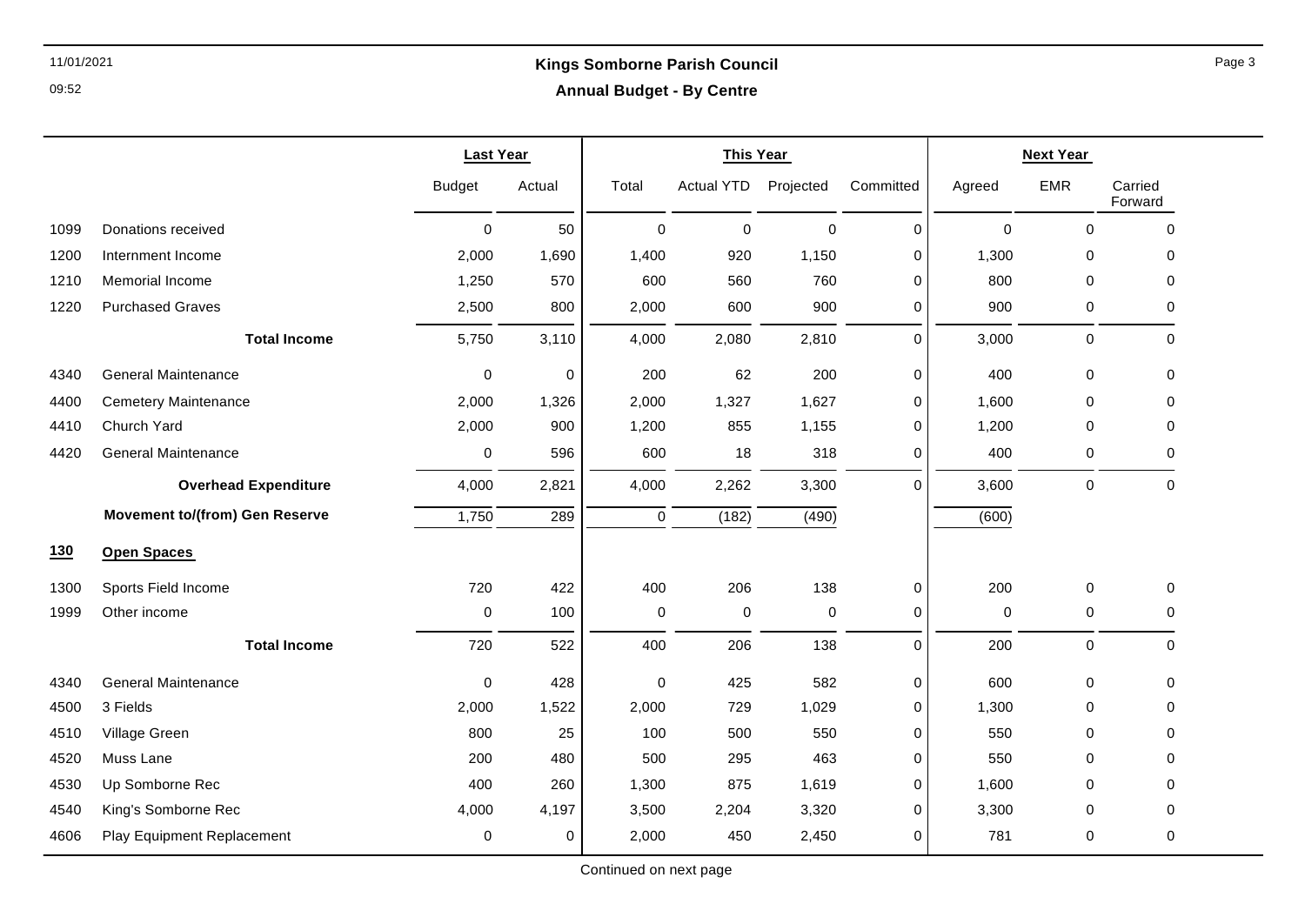# Kings Somborne Parish Council

## Annual Budget - By Centre

| | | Last Year | | This Year | | | | Next Year | | |
|---|---|---|---|---|---|---|---|---|---|---|
| | | Budget | Actual | Total | Actual YTD | Projected | Committed | Agreed | EMR | Carried Forward |
| 1099 | Donations received | 0 | 50 | 0 | 0 | 0 | 0 | 0 | 0 | 0 |
| 1200 | Internment Income | 2,000 | 1,690 | 1,400 | 920 | 1,150 | 0 | 1,300 | 0 | 0 |
| 1210 | Memorial Income | 1,250 | 570 | 600 | 560 | 760 | 0 | 800 | 0 | 0 |
| 1220 | Purchased Graves | 2,500 | 800 | 2,000 | 600 | 900 | 0 | 900 | 0 | 0 |
| | **Total Income** | 5,750 | 3,110 | 4,000 | 2,080 | 2,810 | 0 | 3,000 | 0 | 0 |
| 4340 | General Maintenance | 0 | 0 | 200 | 62 | 200 | 0 | 400 | 0 | 0 |
| 4400 | Cemetery Maintenance | 2,000 | 1,326 | 2,000 | 1,327 | 1,627 | 0 | 1,600 | 0 | 0 |
| 4410 | Church Yard | 2,000 | 900 | 1,200 | 855 | 1,155 | 0 | 1,200 | 0 | 0 |
| 4420 | General Maintenance | 0 | 596 | 600 | 18 | 318 | 0 | 400 | 0 | 0 |
| | **Overhead Expenditure** | 4,000 | 2,821 | 4,000 | 2,262 | 3,300 | 0 | 3,600 | 0 | 0 |
| | **Movement to/(from) Gen Reserve** | 1,750 | 289 | 0 | (182) | (490) | | (600) | | |
| **130** | **Open Spaces** | | | | | | | | | |
| 1300 | Sports Field Income | 720 | 422 | 400 | 206 | 138 | 0 | 200 | 0 | 0 |
| 1999 | Other income | 0 | 100 | 0 | 0 | 0 | 0 | 0 | 0 | 0 |
| | **Total Income** | 720 | 522 | 400 | 206 | 138 | 0 | 200 | 0 | 0 |
| 4340 | General Maintenance | 0 | 428 | 0 | 425 | 582 | 0 | 600 | 0 | 0 |
| 4500 | 3 Fields | 2,000 | 1,522 | 2,000 | 729 | 1,029 | 0 | 1,300 | 0 | 0 |
| 4510 | Village Green | 800 | 25 | 100 | 500 | 550 | 0 | 550 | 0 | 0 |
| 4520 | Muss Lane | 200 | 480 | 500 | 295 | 463 | 0 | 550 | 0 | 0 |
| 4530 | Up Somborne Rec | 400 | 260 | 1,300 | 875 | 1,619 | 0 | 1,600 | 0 | 0 |
| 4540 | King's Somborne Rec | 4,000 | 4,197 | 3,500 | 2,204 | 3,320 | 0 | 3,300 | 0 | 0 |
| 4606 | Play Equipment Replacement | 0 | 0 | 2,000 | 450 | 2,450 | 0 | 781 | 0 | 0 |

Continued on next page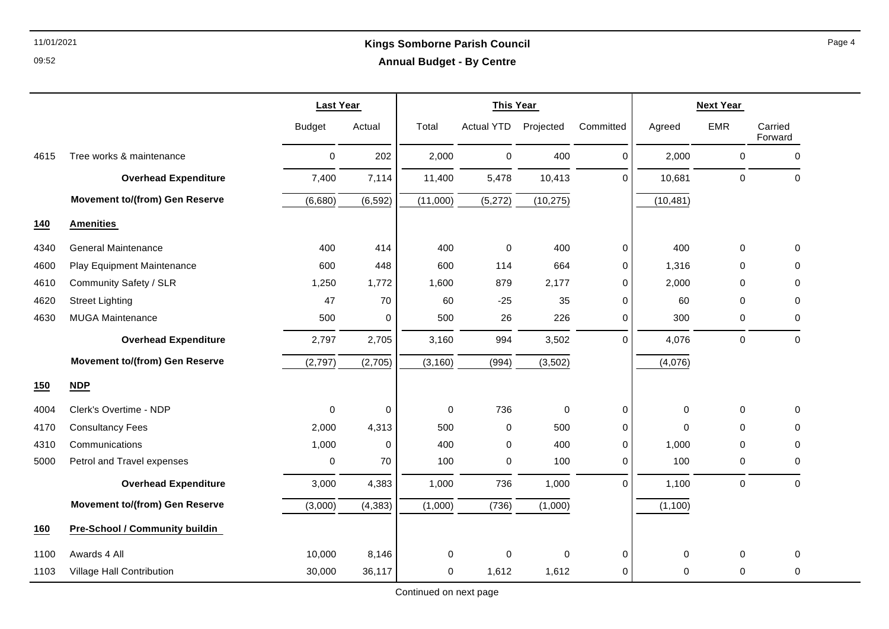11/01/2021

09:52

## Kings Somborne Parish Council

## Annual Budget - By Centre

| | | Last Year | | This Year | | | | Next Year | | |
|---|---|---|---|---|---|---|---|---|---|---|
| | | Budget | Actual | Total | Actual YTD | Projected | Committed | Agreed | EMR | Carried Forward |
| 4615 | Tree works & maintenance | 0 | 202 | 2,000 | 0 | 400 | 0 | 2,000 | 0 | 0 |
| | **Overhead Expenditure** | 7,400 | 7,114 | 11,400 | 5,478 | 10,413 | 0 | 10,681 | 0 | 0 |
| | **Movement to/(from) Gen Reserve** | (6,680) | (6,592) | (11,000) | (5,272) | (10,275) | | (10,481) | | |
| **140** | **Amenities** | | | | | | | | | |
| 4340 | General Maintenance | 400 | 414 | 400 | 0 | 400 | 0 | 400 | 0 | 0 |
| 4600 | Play Equipment Maintenance | 600 | 448 | 600 | 114 | 664 | 0 | 1,316 | 0 | 0 |
| 4610 | Community Safety / SLR | 1,250 | 1,772 | 1,600 | 879 | 2,177 | 0 | 2,000 | 0 | 0 |
| 4620 | Street Lighting | 47 | 70 | 60 | -25 | 35 | 0 | 60 | 0 | 0 |
| 4630 | MUGA Maintenance | 500 | 0 | 500 | 26 | 226 | 0 | 300 | 0 | 0 |
| | **Overhead Expenditure** | 2,797 | 2,705 | 3,160 | 994 | 3,502 | 0 | 4,076 | 0 | 0 |
| | **Movement to/(from) Gen Reserve** | (2,797) | (2,705) | (3,160) | (994) | (3,502) | | (4,076) | | |
| **150** | **NDP** | | | | | | | | | |
| 4004 | Clerk's Overtime - NDP | 0 | 0 | 0 | 736 | 0 | 0 | 0 | 0 | 0 |
| 4170 | Consultancy Fees | 2,000 | 4,313 | 500 | 0 | 500 | 0 | 0 | 0 | 0 |
| 4310 | Communications | 1,000 | 0 | 400 | 0 | 400 | 0 | 1,000 | 0 | 0 |
| 5000 | Petrol and Travel expenses | 0 | 70 | 100 | 0 | 100 | 0 | 100 | 0 | 0 |
| | **Overhead Expenditure** | 3,000 | 4,383 | 1,000 | 736 | 1,000 | 0 | 1,100 | 0 | 0 |
| | **Movement to/(from) Gen Reserve** | (3,000) | (4,383) | (1,000) | (736) | (1,000) | | (1,100) | | |
| **160** | **Pre-School / Community buildin** | | | | | | | | | |
| 1100 | Awards 4 All | 10,000 | 8,146 | 0 | 0 | 0 | 0 | 0 | 0 | 0 |
| 1103 | Village Hall Contribution | 30,000 | 36,117 | 0 | 1,612 | 1,612 | 0 | 0 | 0 | 0 |

Continued on next page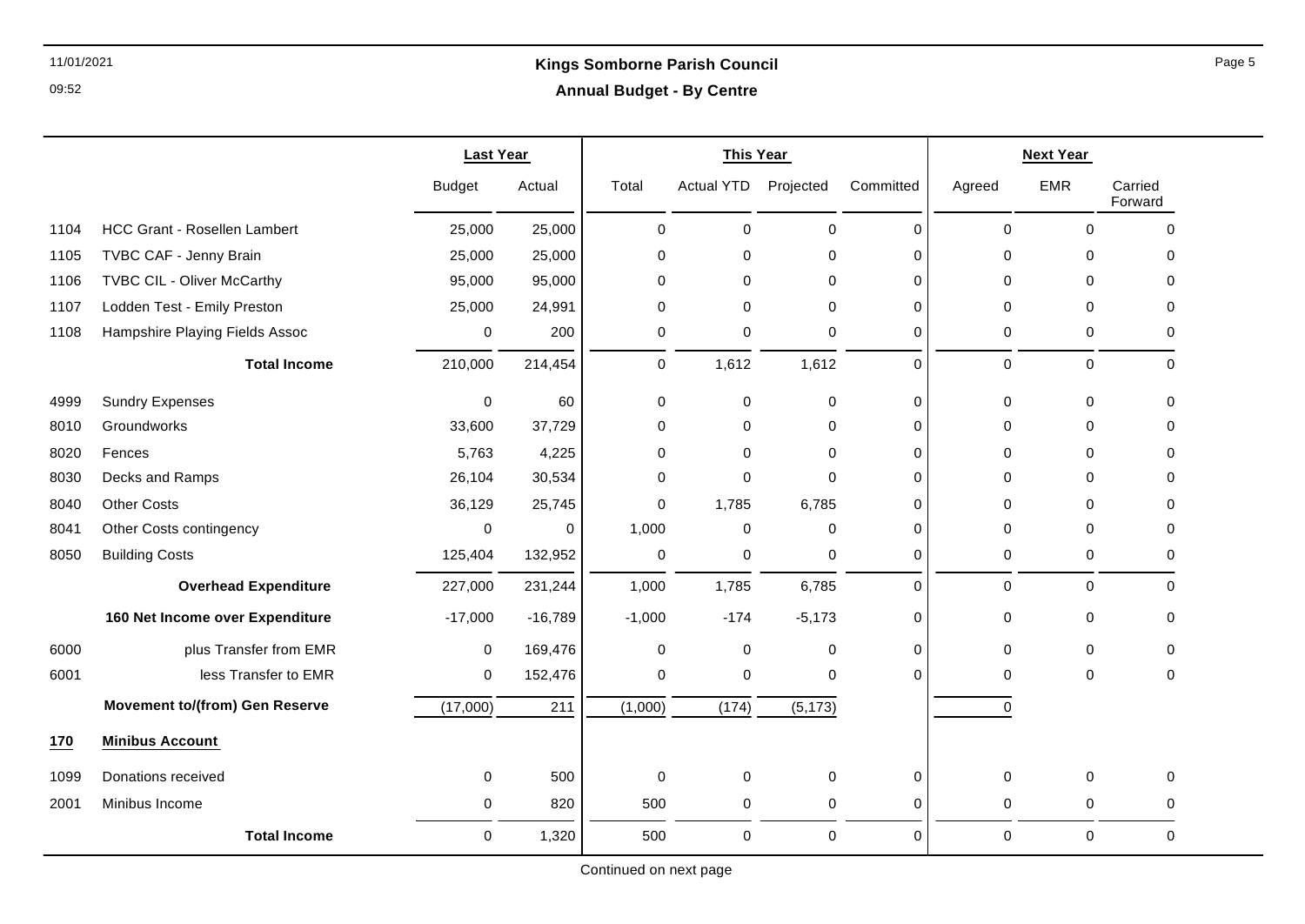**Kings Somborne Parish Council**

**Annual Budget - By Centre**

| | | Last Year | | This Year | | | | Next Year | | |
|---|---|---|---|---|---|---|---|---|---|---|
| | | Budget | Actual | Total | Actual YTD | Projected | Committed | Agreed | EMR | Carried Forward |
| 1104 | HCC Grant - Rosellen Lambert | 25,000 | 25,000 | 0 | 0 | 0 | 0 | 0 | 0 | 0 |
| 1105 | TVBC CAF - Jenny Brain | 25,000 | 25,000 | 0 | 0 | 0 | 0 | 0 | 0 | 0 |
| 1106 | TVBC CIL - Oliver McCarthy | 95,000 | 95,000 | 0 | 0 | 0 | 0 | 0 | 0 | 0 |
| 1107 | Lodden Test - Emily Preston | 25,000 | 24,991 | 0 | 0 | 0 | 0 | 0 | 0 | 0 |
| 1108 | Hampshire Playing Fields Assoc | 0 | 200 | 0 | 0 | 0 | 0 | 0 | 0 | 0 |
| | **Total Income** | 210,000 | 214,454 | 0 | 1,612 | 1,612 | 0 | 0 | 0 | 0 |
| 4999 | Sundry Expenses | 0 | 60 | 0 | 0 | 0 | 0 | 0 | 0 | 0 |
| 8010 | Groundworks | 33,600 | 37,729 | 0 | 0 | 0 | 0 | 0 | 0 | 0 |
| 8020 | Fences | 5,763 | 4,225 | 0 | 0 | 0 | 0 | 0 | 0 | 0 |
| 8030 | Decks and Ramps | 26,104 | 30,534 | 0 | 0 | 0 | 0 | 0 | 0 | 0 |
| 8040 | Other Costs | 36,129 | 25,745 | 0 | 1,785 | 6,785 | 0 | 0 | 0 | 0 |
| 8041 | Other Costs contingency | 0 | 0 | 1,000 | 0 | 0 | 0 | 0 | 0 | 0 |
| 8050 | Building Costs | 125,404 | 132,952 | 0 | 0 | 0 | 0 | 0 | 0 | 0 |
| | **Overhead Expenditure** | 227,000 | 231,244 | 1,000 | 1,785 | 6,785 | 0 | 0 | 0 | 0 |
| | **160 Net Income over Expenditure** | -17,000 | -16,789 | -1,000 | -174 | -5,173 | 0 | 0 | 0 | 0 |
| 6000 | plus Transfer from EMR | 0 | 169,476 | 0 | 0 | 0 | 0 | 0 | 0 | 0 |
| 6001 | less Transfer to EMR | 0 | 152,476 | 0 | 0 | 0 | 0 | 0 | 0 | 0 |
| | **Movement to/(from) Gen Reserve** | (17,000) | 211 | (1,000) | (174) | (5,173) | | 0 | | |
| **170** | **Minibus Account** | | | | | | | | | |
| 1099 | Donations received | 0 | 500 | 0 | 0 | 0 | 0 | 0 | 0 | 0 |
| 2001 | Minibus Income | 0 | 820 | 500 | 0 | 0 | 0 | 0 | 0 | 0 |
| | **Total Income** | 0 | 1,320 | 500 | 0 | 0 | 0 | 0 | 0 | 0 |

Continued on next page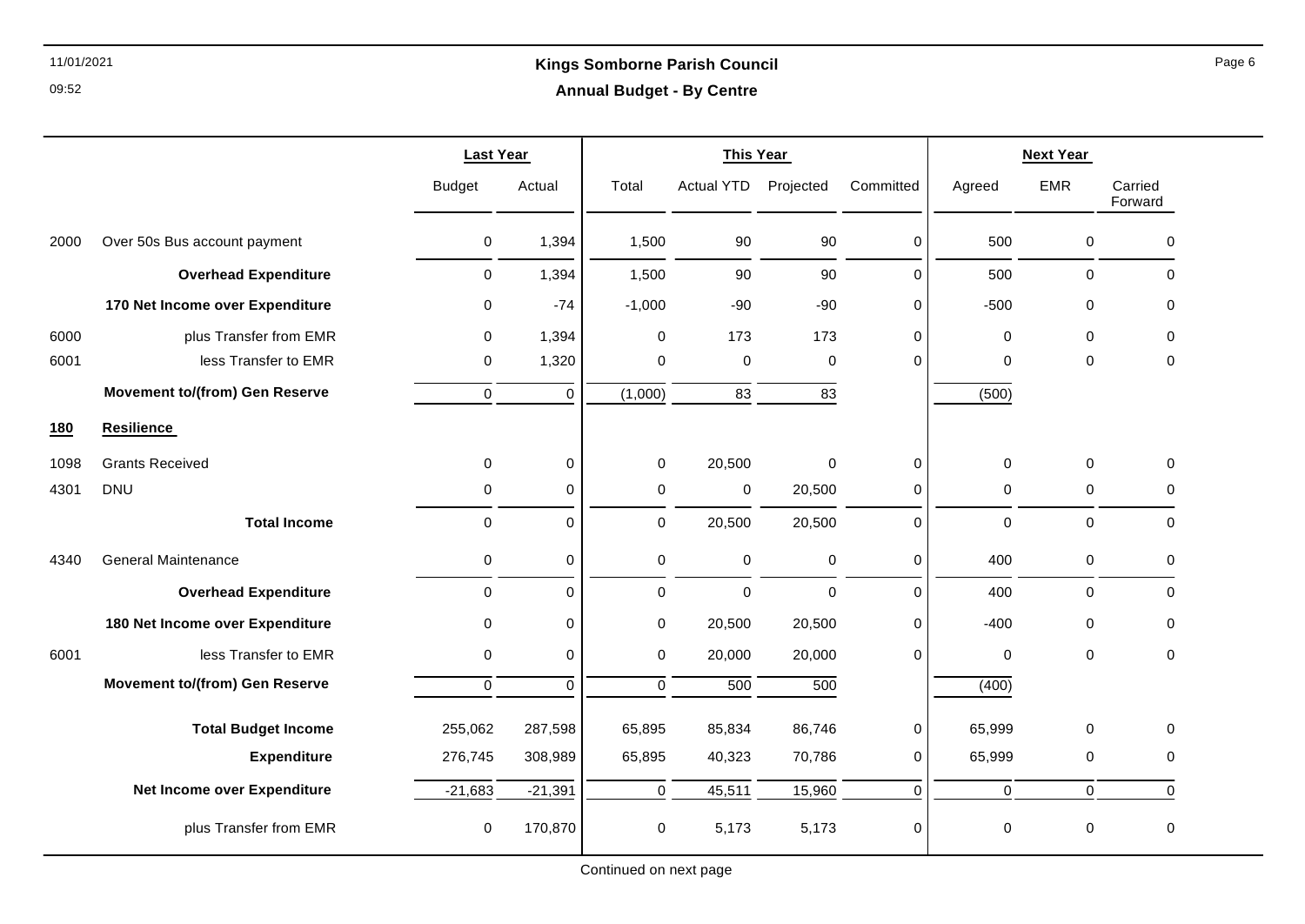# Kings Somborne Parish Council

## Annual Budget - By Centre

| | | Last Year | | This Year | | | | Next Year | | |
|---|---|---|---|---|---|---|---|---|---|---|
| | | Budget | Actual | Total | Actual YTD | Projected | Committed | Agreed | EMR | Carried Forward |
| 2000 | Over 50s Bus account payment | 0 | 1,394 | 1,500 | 90 | 90 | 0 | 500 | 0 | 0 |
| | **Overhead Expenditure** | 0 | 1,394 | 1,500 | 90 | 90 | 0 | 500 | 0 | 0 |
| | **170 Net Income over Expenditure** | 0 | -74 | -1,000 | -90 | -90 | 0 | -500 | 0 | 0 |
| 6000 | plus Transfer from EMR | 0 | 1,394 | 0 | 173 | 173 | 0 | 0 | 0 | 0 |
| 6001 | less Transfer to EMR | 0 | 1,320 | 0 | 0 | 0 | 0 | 0 | 0 | 0 |
| | **Movement to/(from) Gen Reserve** | 0 | 0 | (1,000) | 83 | 83 | | (500) | | |
| **180** | **Resilience** | | | | | | | | | |
| 1098 | Grants Received | 0 | 0 | 0 | 20,500 | 0 | 0 | 0 | 0 | 0 |
| 4301 | DNU | 0 | 0 | 0 | 0 | 20,500 | 0 | 0 | 0 | 0 |
| | **Total Income** | 0 | 0 | 0 | 20,500 | 20,500 | 0 | 0 | 0 | 0 |
| 4340 | General Maintenance | 0 | 0 | 0 | 0 | 0 | 0 | 400 | 0 | 0 |
| | **Overhead Expenditure** | 0 | 0 | 0 | 0 | 0 | 0 | 400 | 0 | 0 |
| | **180 Net Income over Expenditure** | 0 | 0 | 0 | 20,500 | 20,500 | 0 | -400 | 0 | 0 |
| 6001 | less Transfer to EMR | 0 | 0 | 0 | 20,000 | 20,000 | 0 | 0 | 0 | 0 |
| | **Movement to/(from) Gen Reserve** | 0 | 0 | 0 | 500 | 500 | | (400) | | |
| | **Total Budget Income** | 255,062 | 287,598 | 65,895 | 85,834 | 86,746 | 0 | 65,999 | 0 | 0 |
| | **Expenditure** | 276,745 | 308,989 | 65,895 | 40,323 | 70,786 | 0 | 65,999 | 0 | 0 |
| | **Net Income over Expenditure** | -21,683 | -21,391 | 0 | 45,511 | 15,960 | 0 | 0 | 0 | 0 |
| | plus Transfer from EMR | 0 | 170,870 | 0 | 5,173 | 5,173 | 0 | 0 | 0 | 0 |

Continued on next page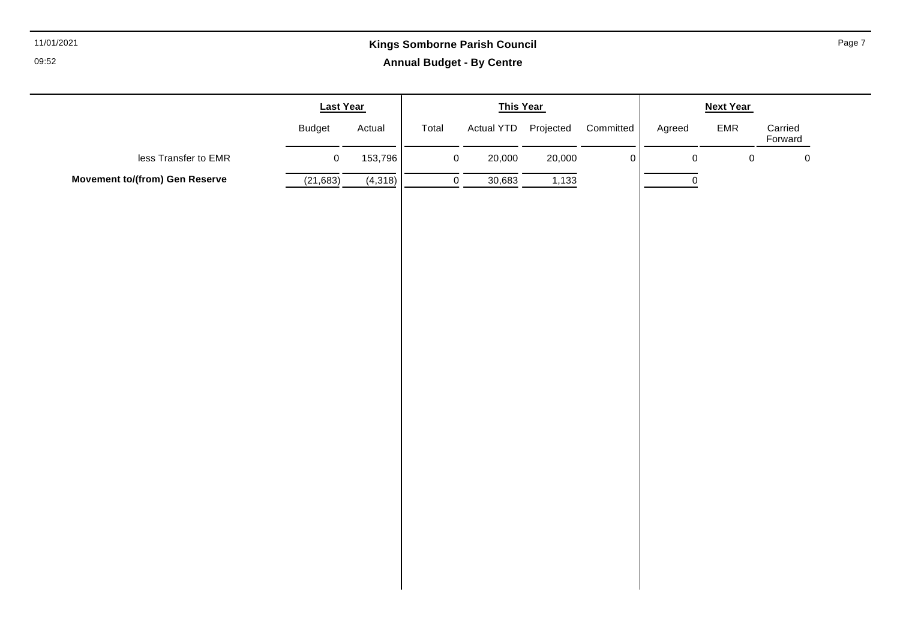## Kings Somborne Parish Council

### Annual Budget - By Centre

| | Last Year | | This Year | | | | Next Year | | |
|---|---|---|---|---|---|---|---|---|---|
| | Budget | Actual | Total | Actual YTD | Projected | Committed | Agreed | EMR | Carried Forward |
| less Transfer to EMR | 0 | 153,796 | 0 | 20,000 | 20,000 | 0 | 0 | 0 | 0 |
| **Movement to/(from) Gen Reserve** | (21,683) | (4,318) | 0 | 30,683 | 1,133 | | 0 | | |